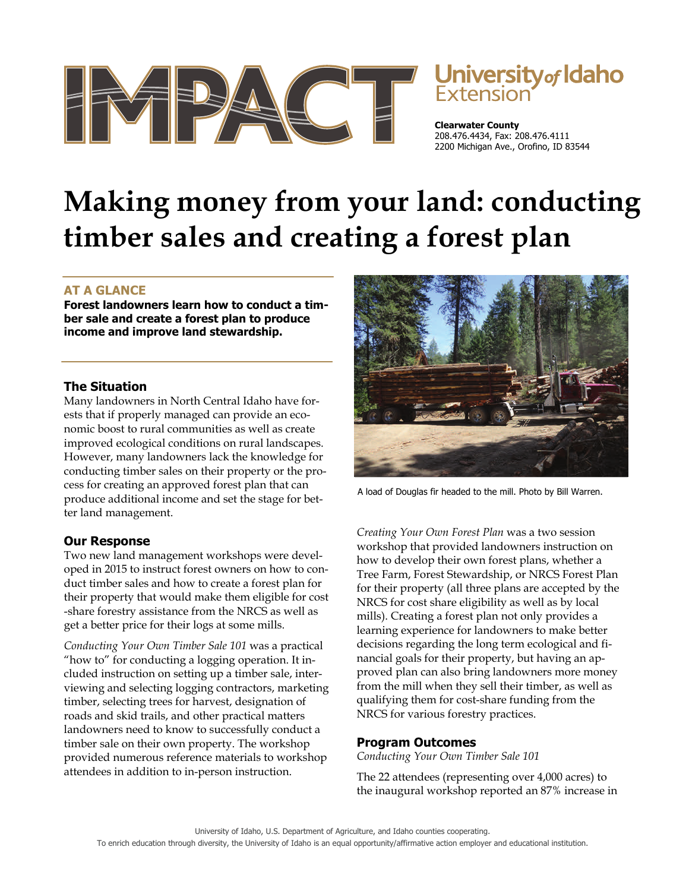IMPACT

University of Idaho Extension

**Clearwater County**
208.476.4434, Fax: 208.476.4111
2200 Michigan Ave., Orofino, ID 83544

# Making money from your land: conducting timber sales and creating a forest plan

## AT A GLANCE

**Forest landowners learn how to conduct a timber sale and create a forest plan to produce income and improve land stewardship.**

### The Situation

Many landowners in North Central Idaho have forests that if properly managed can provide an economic boost to rural communities as well as create improved ecological conditions on rural landscapes. However, many landowners lack the knowledge for conducting timber sales on their property or the process for creating an approved forest plan that can produce additional income and set the stage for better land management.

### Our Response

Two new land management workshops were developed in 2015 to instruct forest owners on how to conduct timber sales and how to create a forest plan for their property that would make them eligible for cost-share forestry assistance from the NRCS as well as get a better price for their logs at some mills.

*Conducting Your Own Timber Sale 101* was a practical "how to" for conducting a logging operation. It included instruction on setting up a timber sale, interviewing and selecting logging contractors, marketing timber, selecting trees for harvest, designation of roads and skid trails, and other practical matters landowners need to know to successfully conduct a timber sale on their own property. The workshop provided numerous reference materials to workshop attendees in addition to in-person instruction.

A load of Douglas fir headed to the mill. Photo by Bill Warren.

*Creating Your Own Forest Plan* was a two session workshop that provided landowners instruction on how to develop their own forest plans, whether a Tree Farm, Forest Stewardship, or NRCS Forest Plan for their property (all three plans are accepted by the NRCS for cost share eligibility as well as by local mills). Creating a forest plan not only provides a learning experience for landowners to make better decisions regarding the long term ecological and financial goals for their property, but having an approved plan can also bring landowners more money from the mill when they sell their timber, as well as qualifying them for cost-share funding from the NRCS for various forestry practices.

### Program Outcomes

*Conducting Your Own Timber Sale 101*

The 22 attendees (representing over 4,000 acres) to the inaugural workshop reported an 87% increase in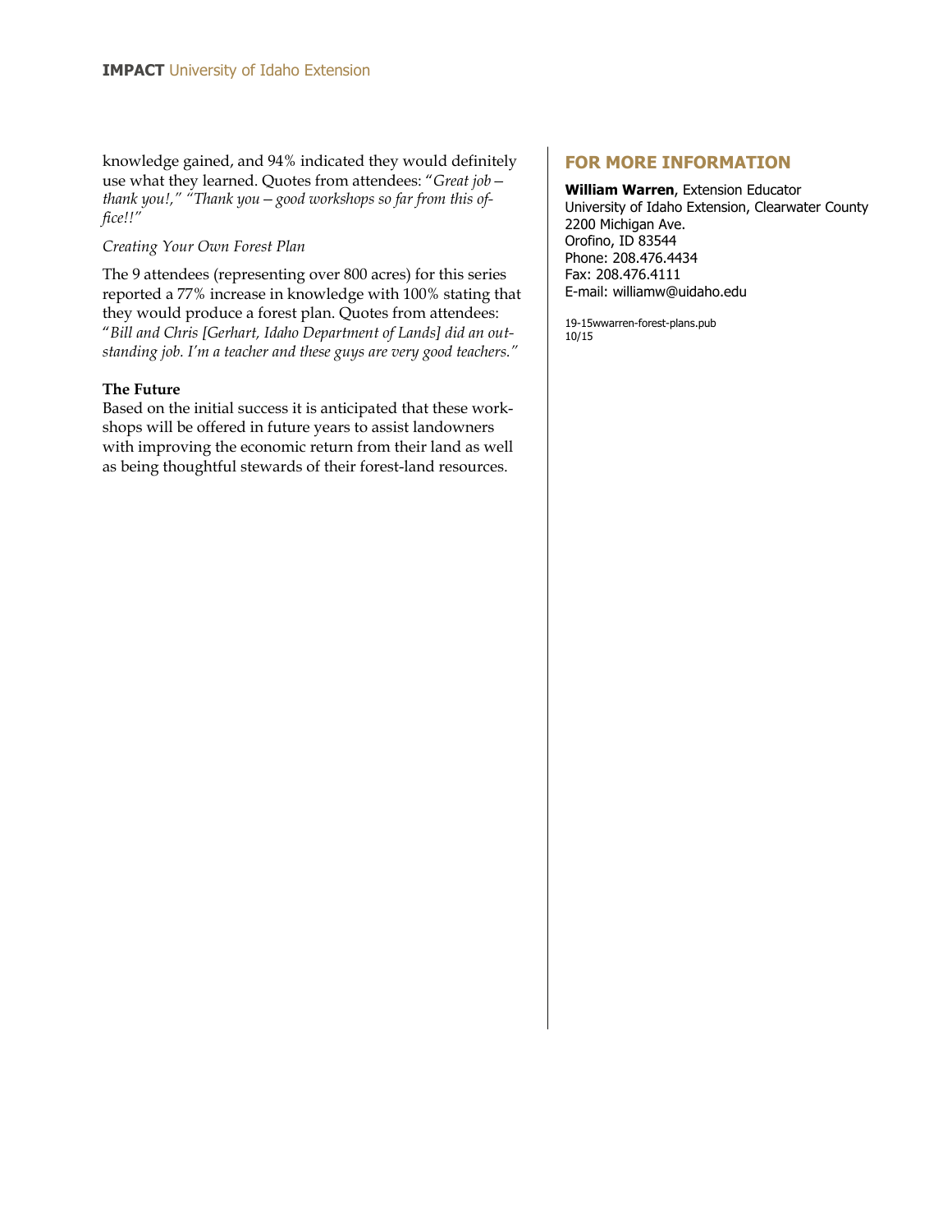knowledge gained, and 94% indicated they would definitely use what they learned. Quotes from attendees: "*Great job—thank you!,*" "*Thank you—good workshops so far from this office!!*"

*Creating Your Own Forest Plan*

The 9 attendees (representing over 800 acres) for this series reported a 77% increase in knowledge with 100% stating that they would produce a forest plan. Quotes from attendees: "*Bill and Chris [Gerhart, Idaho Department of Lands] did an outstanding job. I'm a teacher and these guys are very good teachers.*"

**The Future**

Based on the initial success it is anticipated that these workshops will be offered in future years to assist landowners with improving the economic return from their land as well as being thoughtful stewards of their forest-land resources.

## FOR MORE INFORMATION

**William Warren**, Extension Educator
University of Idaho Extension, Clearwater County
2200 Michigan Ave.
Orofino, ID 83544
Phone: 208.476.4434
Fax: 208.476.4111
E-mail: williamw@uidaho.edu

19-15wwarren-forest-plans.pub
10/15